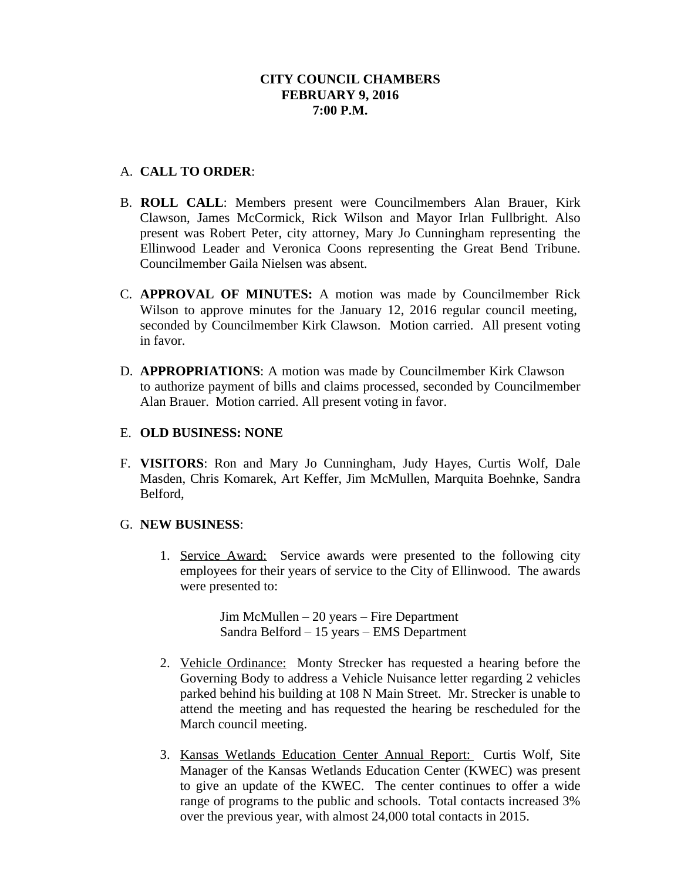**CITY COUNCIL CHAMBERS**
**FEBRUARY 9, 2016**
**7:00 P.M.**

A. **CALL TO ORDER**:

B. **ROLL CALL**: Members present were Councilmembers Alan Brauer, Kirk Clawson, James McCormick, Rick Wilson and Mayor Irlan Fullbright. Also present was Robert Peter, city attorney, Mary Jo Cunningham representing the Ellinwood Leader and Veronica Coons representing the Great Bend Tribune. Councilmember Gaila Nielsen was absent.

C. **APPROVAL OF MINUTES:** A motion was made by Councilmember Rick Wilson to approve minutes for the January 12, 2016 regular council meeting, seconded by Councilmember Kirk Clawson. Motion carried. All present voting in favor.

D. **APPROPRIATIONS**: A motion was made by Councilmember Kirk Clawson to authorize payment of bills and claims processed, seconded by Councilmember Alan Brauer. Motion carried. All present voting in favor.

E. **OLD BUSINESS: NONE**

F. **VISITORS**: Ron and Mary Jo Cunningham, Judy Hayes, Curtis Wolf, Dale Masden, Chris Komarek, Art Keffer, Jim McMullen, Marquita Boehnke, Sandra Belford,

G. **NEW BUSINESS**:

1. Service Award: Service awards were presented to the following city employees for their years of service to the City of Ellinwood. The awards were presented to:

   Jim McMullen – 20 years – Fire Department
   Sandra Belford – 15 years – EMS Department

2. Vehicle Ordinance: Monty Strecker has requested a hearing before the Governing Body to address a Vehicle Nuisance letter regarding 2 vehicles parked behind his building at 108 N Main Street. Mr. Strecker is unable to attend the meeting and has requested the hearing be rescheduled for the March council meeting.

3. Kansas Wetlands Education Center Annual Report: Curtis Wolf, Site Manager of the Kansas Wetlands Education Center (KWEC) was present to give an update of the KWEC. The center continues to offer a wide range of programs to the public and schools. Total contacts increased 3% over the previous year, with almost 24,000 total contacts in 2015.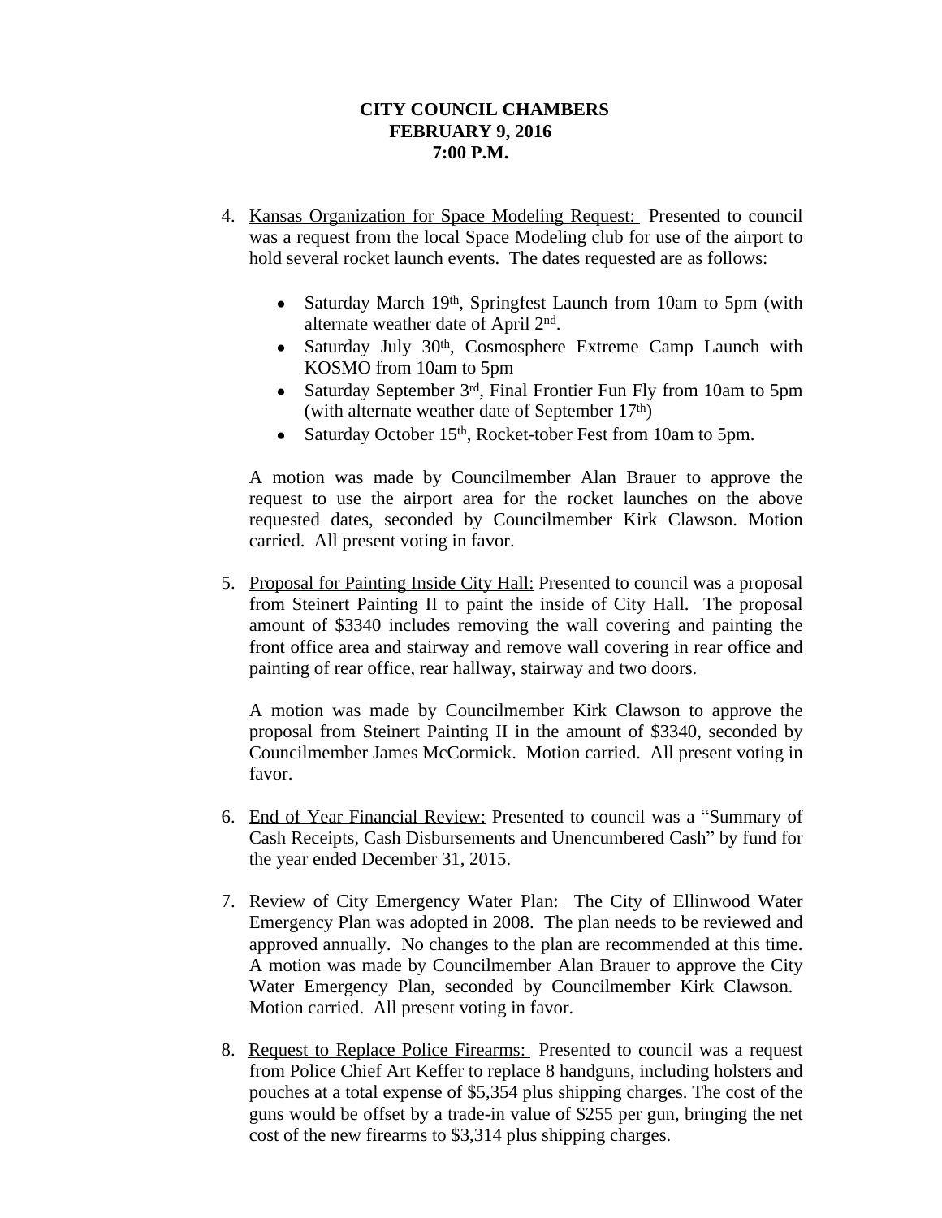**CITY COUNCIL CHAMBERS**
**FEBRUARY 9, 2016**
**7:00 P.M.**

4. Kansas Organization for Space Modeling Request: Presented to council was a request from the local Space Modeling club for use of the airport to hold several rocket launch events. The dates requested are as follows:

   - Saturday March 19th, Springfest Launch from 10am to 5pm (with alternate weather date of April 2nd.
   - Saturday July 30th, Cosmosphere Extreme Camp Launch with KOSMO from 10am to 5pm
   - Saturday September 3rd, Final Frontier Fun Fly from 10am to 5pm (with alternate weather date of September 17th)
   - Saturday October 15th, Rocket-tober Fest from 10am to 5pm.

   A motion was made by Councilmember Alan Brauer to approve the request to use the airport area for the rocket launches on the above requested dates, seconded by Councilmember Kirk Clawson. Motion carried. All present voting in favor.

5. Proposal for Painting Inside City Hall: Presented to council was a proposal from Steinert Painting II to paint the inside of City Hall. The proposal amount of $3340 includes removing the wall covering and painting the front office area and stairway and remove wall covering in rear office and painting of rear office, rear hallway, stairway and two doors.

   A motion was made by Councilmember Kirk Clawson to approve the proposal from Steinert Painting II in the amount of $3340, seconded by Councilmember James McCormick. Motion carried. All present voting in favor.

6. End of Year Financial Review: Presented to council was a "Summary of Cash Receipts, Cash Disbursements and Unencumbered Cash" by fund for the year ended December 31, 2015.

7. Review of City Emergency Water Plan: The City of Ellinwood Water Emergency Plan was adopted in 2008. The plan needs to be reviewed and approved annually. No changes to the plan are recommended at this time. A motion was made by Councilmember Alan Brauer to approve the City Water Emergency Plan, seconded by Councilmember Kirk Clawson. Motion carried. All present voting in favor.

8. Request to Replace Police Firearms: Presented to council was a request from Police Chief Art Keffer to replace 8 handguns, including holsters and pouches at a total expense of $5,354 plus shipping charges. The cost of the guns would be offset by a trade-in value of $255 per gun, bringing the net cost of the new firearms to $3,314 plus shipping charges.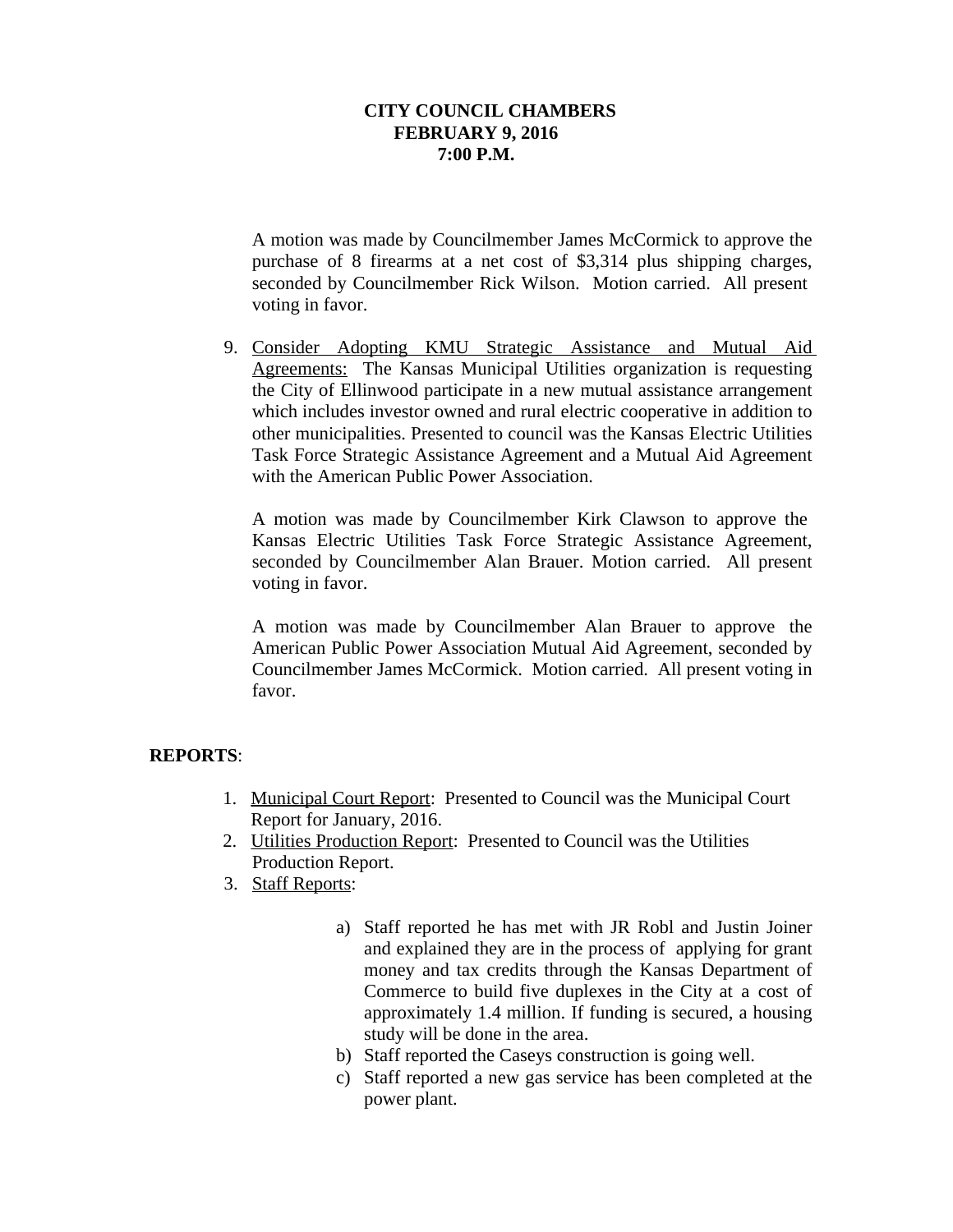**CITY COUNCIL CHAMBERS**
**FEBRUARY 9, 2016**
**7:00 P.M.**

A motion was made by Councilmember James McCormick to approve the purchase of 8 firearms at a net cost of $3,314 plus shipping charges, seconded by Councilmember Rick Wilson. Motion carried. All present voting in favor.

9. Consider Adopting KMU Strategic Assistance and Mutual Aid Agreements: The Kansas Municipal Utilities organization is requesting the City of Ellinwood participate in a new mutual assistance arrangement which includes investor owned and rural electric cooperative in addition to other municipalities. Presented to council was the Kansas Electric Utilities Task Force Strategic Assistance Agreement and a Mutual Aid Agreement with the American Public Power Association.

   A motion was made by Councilmember Kirk Clawson to approve the Kansas Electric Utilities Task Force Strategic Assistance Agreement, seconded by Councilmember Alan Brauer. Motion carried. All present voting in favor.

   A motion was made by Councilmember Alan Brauer to approve the American Public Power Association Mutual Aid Agreement, seconded by Councilmember James McCormick. Motion carried. All present voting in favor.

**REPORTS**:

1. Municipal Court Report: Presented to Council was the Municipal Court Report for January, 2016.
2. Utilities Production Report: Presented to Council was the Utilities Production Report.
3. Staff Reports:

   a) Staff reported he has met with JR Robl and Justin Joiner and explained they are in the process of applying for grant money and tax credits through the Kansas Department of Commerce to build five duplexes in the City at a cost of approximately 1.4 million. If funding is secured, a housing study will be done in the area.
   b) Staff reported the Caseys construction is going well.
   c) Staff reported a new gas service has been completed at the power plant.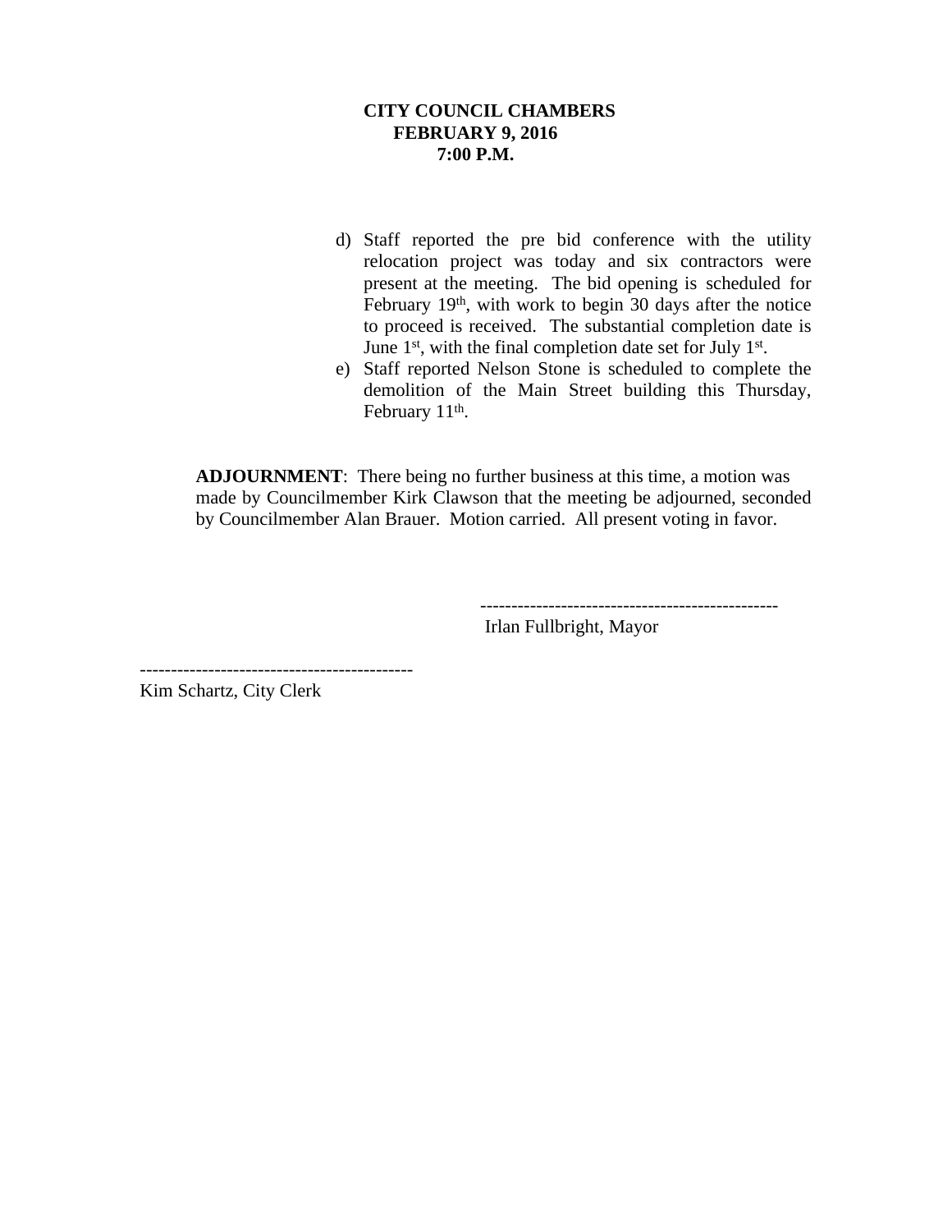**CITY COUNCIL CHAMBERS**
**FEBRUARY 9, 2016**
**7:00 P.M.**

d) Staff reported the pre bid conference with the utility relocation project was today and six contractors were present at the meeting. The bid opening is scheduled for February 19th, with work to begin 30 days after the notice to proceed is received. The substantial completion date is June 1st, with the final completion date set for July 1st.

e) Staff reported Nelson Stone is scheduled to complete the demolition of the Main Street building this Thursday, February 11th.

**ADJOURNMENT**: There being no further business at this time, a motion was made by Councilmember Kirk Clawson that the meeting be adjourned, seconded by Councilmember Alan Brauer. Motion carried. All present voting in favor.

-----------------------------------------------
Irlan Fullbright, Mayor

-------------------------------------------
Kim Schartz, City Clerk